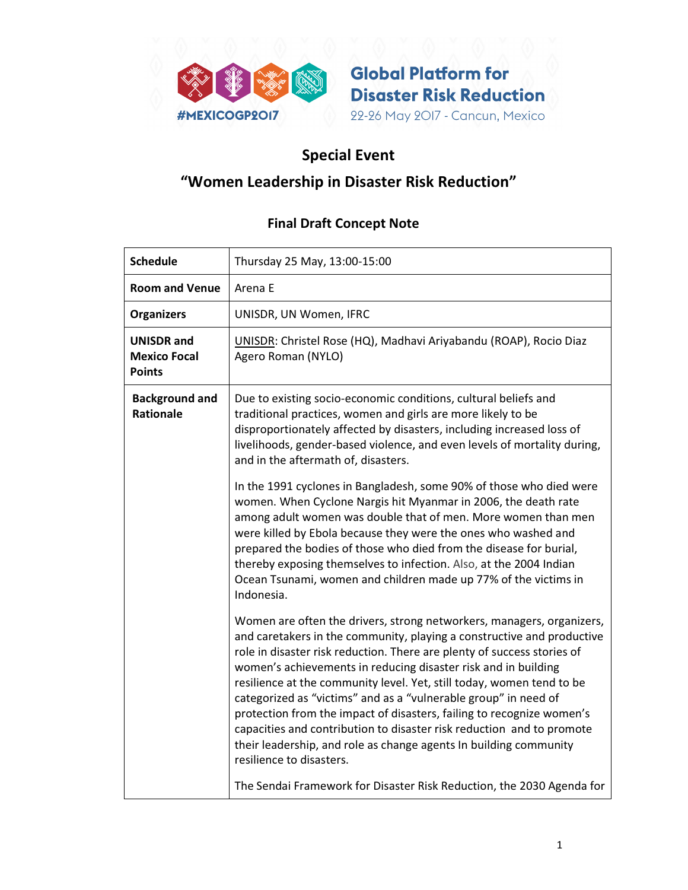Global Platform for Disaster Risk Reduction

#MEXICOGP2017

22-26 May 2017 - Cancun, Mexico

# Special Event

# "Women Leadership in Disaster Risk Reduction"

## Final Draft Concept Note

| | |
|---|---|
| **Schedule** | Thursday 25 May, 13:00-15:00 |
| **Room and Venue** | Arena E |
| **Organizers** | UNISDR, UN Women, IFRC |
| **UNISDR and Mexico Focal Points** | UNISDR: Christel Rose (HQ), Madhavi Ariyabandu (ROAP), Rocio Diaz Agero Roman (NYLO) |
| **Background and Rationale** | Due to existing socio-economic conditions, cultural beliefs and traditional practices, women and girls are more likely to be disproportionately affected by disasters, including increased loss of livelihoods, gender-based violence, and even levels of mortality during, and in the aftermath of, disasters.<br><br>In the 1991 cyclones in Bangladesh, some 90% of those who died were women. When Cyclone Nargis hit Myanmar in 2006, the death rate among adult women was double that of men. More women than men were killed by Ebola because they were the ones who washed and prepared the bodies of those who died from the disease for burial, thereby exposing themselves to infection. Also, at the 2004 Indian Ocean Tsunami, women and children made up 77% of the victims in Indonesia.<br><br>Women are often the drivers, strong networkers, managers, organizers, and caretakers in the community, playing a constructive and productive role in disaster risk reduction. There are plenty of success stories of women's achievements in reducing disaster risk and in building resilience at the community level. Yet, still today, women tend to be categorized as "victims" and as a "vulnerable group" in need of protection from the impact of disasters, failing to recognize women's capacities and contribution to disaster risk reduction and to promote their leadership, and role as change agents In building community resilience to disasters.<br><br>The Sendai Framework for Disaster Risk Reduction, the 2030 Agenda for |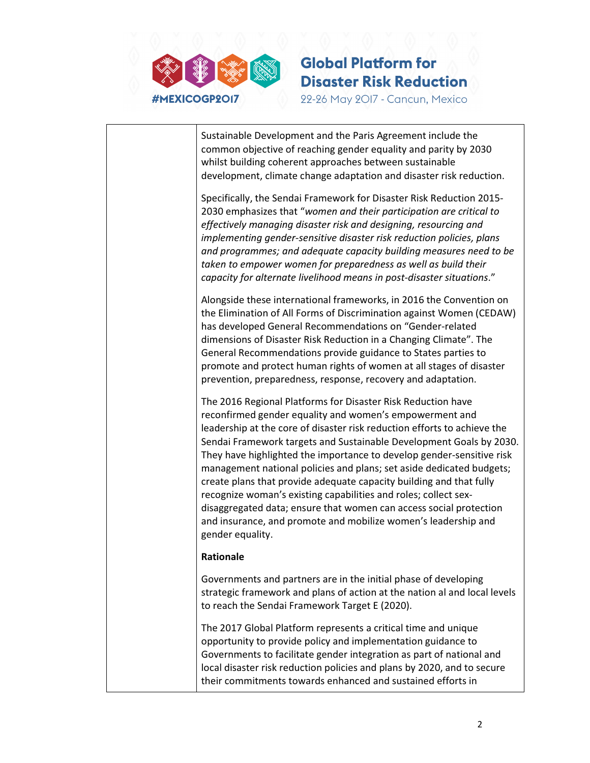Sustainable Development and the Paris Agreement include the common objective of reaching gender equality and parity by 2030 whilst building coherent approaches between sustainable development, climate change adaptation and disaster risk reduction.

Specifically, the Sendai Framework for Disaster Risk Reduction 2015-2030 emphasizes that "*women and their participation are critical to effectively managing disaster risk and designing, resourcing and implementing gender-sensitive disaster risk reduction policies, plans and programmes; and adequate capacity building measures need to be taken to empower women for preparedness as well as build their capacity for alternate livelihood means in post-disaster situations*."

Alongside these international frameworks, in 2016 the Convention on the Elimination of All Forms of Discrimination against Women (CEDAW) has developed General Recommendations on "Gender-related dimensions of Disaster Risk Reduction in a Changing Climate". The General Recommendations provide guidance to States parties to promote and protect human rights of women at all stages of disaster prevention, preparedness, response, recovery and adaptation.

The 2016 Regional Platforms for Disaster Risk Reduction have reconfirmed gender equality and women's empowerment and leadership at the core of disaster risk reduction efforts to achieve the Sendai Framework targets and Sustainable Development Goals by 2030. They have highlighted the importance to develop gender-sensitive risk management national policies and plans; set aside dedicated budgets; create plans that provide adequate capacity building and that fully recognize woman's existing capabilities and roles; collect sex-disaggregated data; ensure that women can access social protection and insurance, and promote and mobilize women's leadership and gender equality.

**Rationale**

Governments and partners are in the initial phase of developing strategic framework and plans of action at the nation al and local levels to reach the Sendai Framework Target E (2020).

The 2017 Global Platform represents a critical time and unique opportunity to provide policy and implementation guidance to Governments to facilitate gender integration as part of national and local disaster risk reduction policies and plans by 2020, and to secure their commitments towards enhanced and sustained efforts in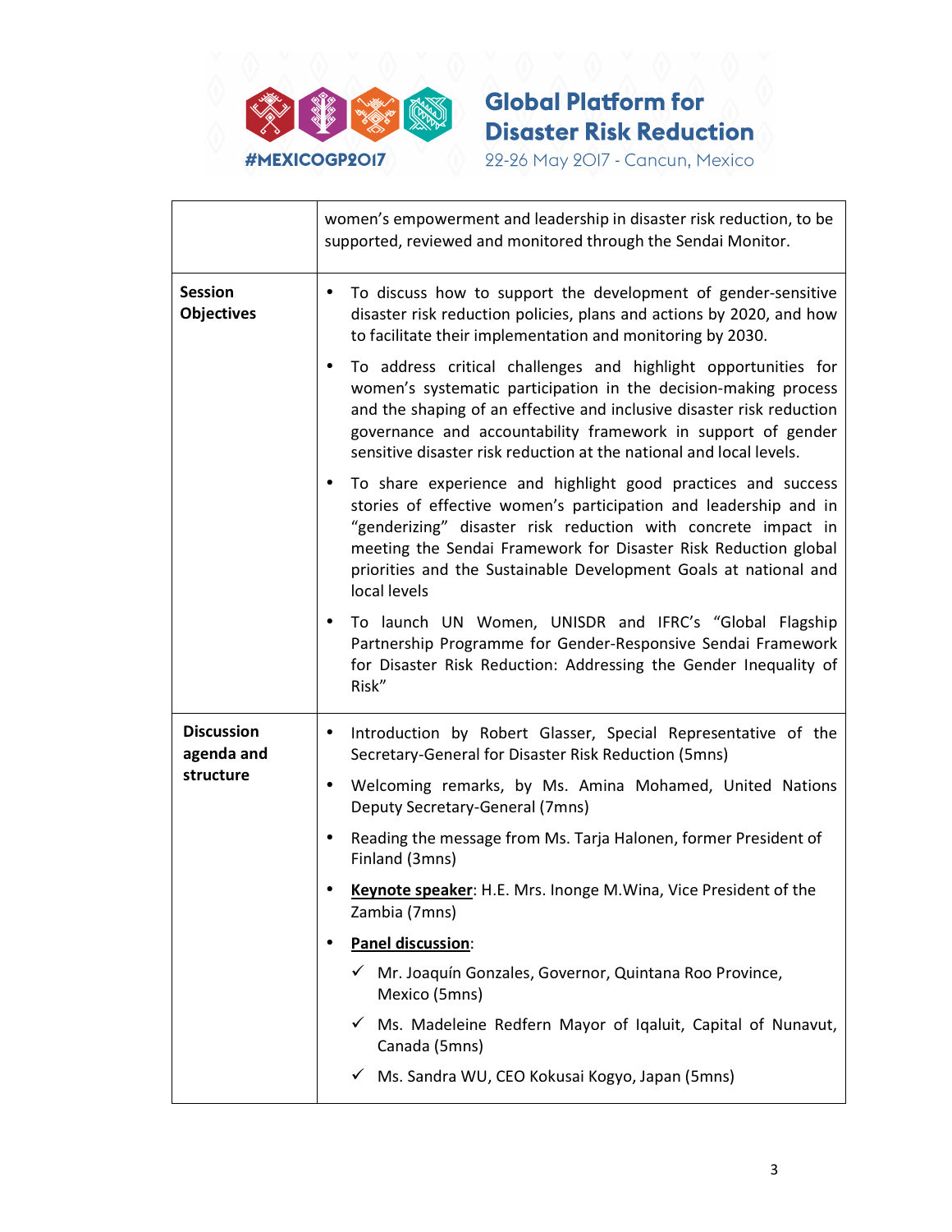| | |
|---|---|
| | women's empowerment and leadership in disaster risk reduction, to be supported, reviewed and monitored through the Sendai Monitor. |
| **Session Objectives** | • To discuss how to support the development of gender-sensitive disaster risk reduction policies, plans and actions by 2020, and how to facilitate their implementation and monitoring by 2030.<br>• To address critical challenges and highlight opportunities for women's systematic participation in the decision-making process and the shaping of an effective and inclusive disaster risk reduction governance and accountability framework in support of gender sensitive disaster risk reduction at the national and local levels.<br>• To share experience and highlight good practices and success stories of effective women's participation and leadership and in "genderizing" disaster risk reduction with concrete impact in meeting the Sendai Framework for Disaster Risk Reduction global priorities and the Sustainable Development Goals at national and local levels<br>• To launch UN Women, UNISDR and IFRC's "Global Flagship Partnership Programme for Gender-Responsive Sendai Framework for Disaster Risk Reduction: Addressing the Gender Inequality of Risk" |
| **Discussion agenda and structure** | • Introduction by Robert Glasser, Special Representative of the Secretary-General for Disaster Risk Reduction (5mns)<br>• Welcoming remarks, by Ms. Amina Mohamed, United Nations Deputy Secretary-General (7mns)<br>• Reading the message from Ms. Tarja Halonen, former President of Finland (3mns)<br>• **Keynote speaker**: H.E. Mrs. Inonge M.Wina, Vice President of the Zambia (7mns)<br>• **Panel discussion**:<br>✓ Mr. Joaquín Gonzales, Governor, Quintana Roo Province, Mexico (5mns)<br>✓ Ms. Madeleine Redfern Mayor of Iqaluit, Capital of Nunavut, Canada (5mns)<br>✓ Ms. Sandra WU, CEO Kokusai Kogyo, Japan (5mns) |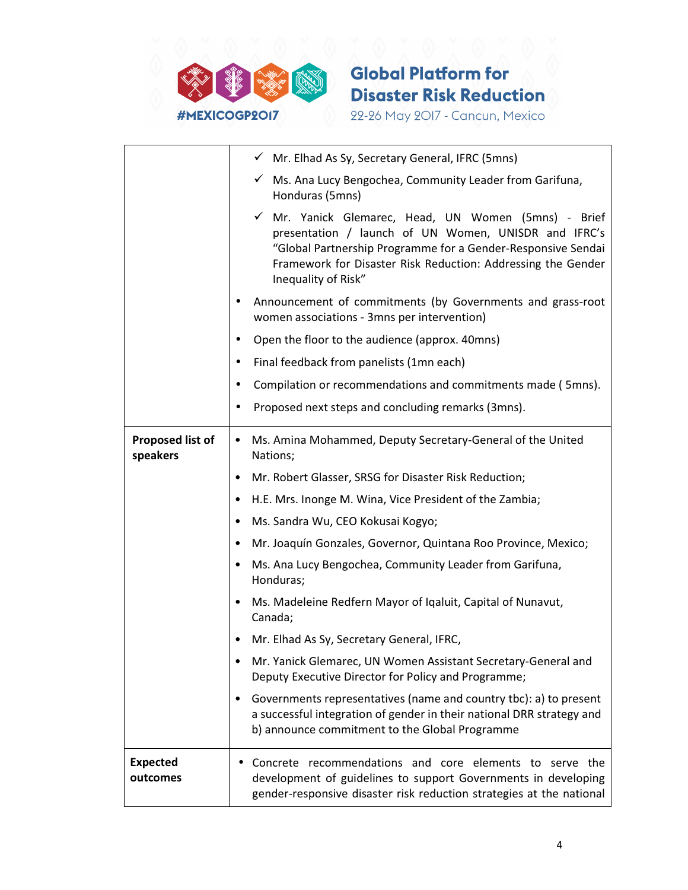| | |
|---|---|
| | ✓ Mr. Elhad As Sy, Secretary General, IFRC (5mns)<br>✓ Ms. Ana Lucy Bengochea, Community Leader from Garifuna, Honduras (5mns)<br>✓ Mr. Yanick Glemarec, Head, UN Women (5mns) - Brief presentation / launch of UN Women, UNISDR and IFRC's "Global Partnership Programme for a Gender-Responsive Sendai Framework for Disaster Risk Reduction: Addressing the Gender Inequality of Risk"<br>• Announcement of commitments (by Governments and grass-root women associations - 3mns per intervention)<br>• Open the floor to the audience (approx. 40mns)<br>• Final feedback from panelists (1mn each)<br>• Compilation or recommendations and commitments made ( 5mns).<br>• Proposed next steps and concluding remarks (3mns). |
| **Proposed list of speakers** | • Ms. Amina Mohammed, Deputy Secretary-General of the United Nations;<br>• Mr. Robert Glasser, SRSG for Disaster Risk Reduction;<br>• H.E. Mrs. Inonge M. Wina, Vice President of the Zambia;<br>• Ms. Sandra Wu, CEO Kokusai Kogyo;<br>• Mr. Joaquín Gonzales, Governor, Quintana Roo Province, Mexico;<br>• Ms. Ana Lucy Bengochea, Community Leader from Garifuna, Honduras;<br>• Ms. Madeleine Redfern Mayor of Iqaluit, Capital of Nunavut, Canada;<br>• Mr. Elhad As Sy, Secretary General, IFRC,<br>• Mr. Yanick Glemarec, UN Women Assistant Secretary-General and Deputy Executive Director for Policy and Programme;<br>• Governments representatives (name and country tbc): a) to present a successful integration of gender in their national DRR strategy and b) announce commitment to the Global Programme |
| **Expected outcomes** | • Concrete recommendations and core elements to serve the development of guidelines to support Governments in developing gender-responsive disaster risk reduction strategies at the national |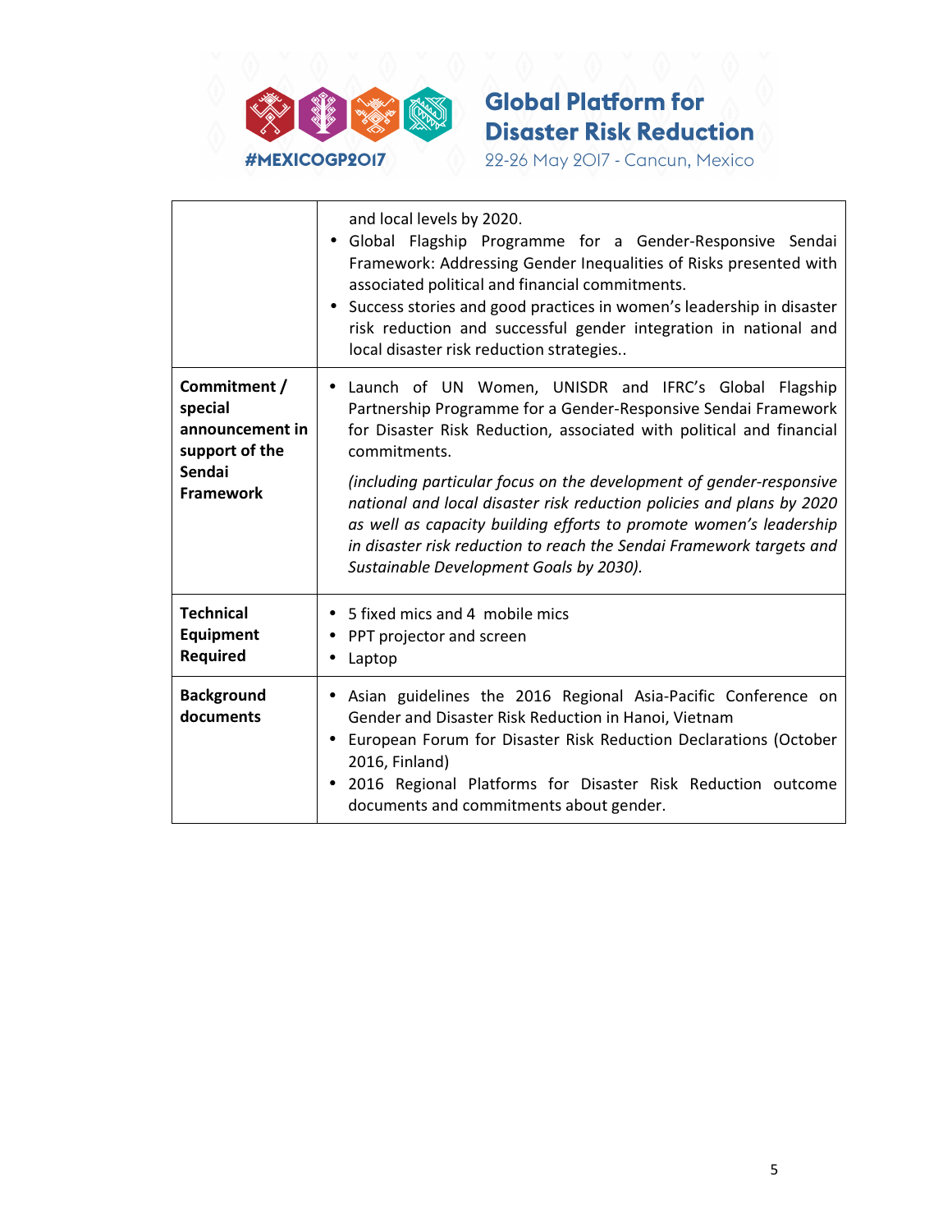| | |
|---|---|
| | and local levels by 2020.<br>• Global Flagship Programme for a Gender-Responsive Sendai Framework: Addressing Gender Inequalities of Risks presented with associated political and financial commitments.<br>• Success stories and good practices in women's leadership in disaster risk reduction and successful gender integration in national and local disaster risk reduction strategies.. |
| **Commitment / special announcement in support of the Sendai Framework** | • Launch of UN Women, UNISDR and IFRC's Global Flagship Partnership Programme for a Gender-Responsive Sendai Framework for Disaster Risk Reduction, associated with political and financial commitments.<br>*(including particular focus on the development of gender-responsive national and local disaster risk reduction policies and plans by 2020 as well as capacity building efforts to promote women's leadership in disaster risk reduction to reach the Sendai Framework targets and Sustainable Development Goals by 2030).* |
| **Technical Equipment Required** | • 5 fixed mics and 4 mobile mics<br>• PPT projector and screen<br>• Laptop |
| **Background documents** | • Asian guidelines the 2016 Regional Asia-Pacific Conference on Gender and Disaster Risk Reduction in Hanoi, Vietnam<br>• European Forum for Disaster Risk Reduction Declarations (October 2016, Finland)<br>• 2016 Regional Platforms for Disaster Risk Reduction outcome documents and commitments about gender. |